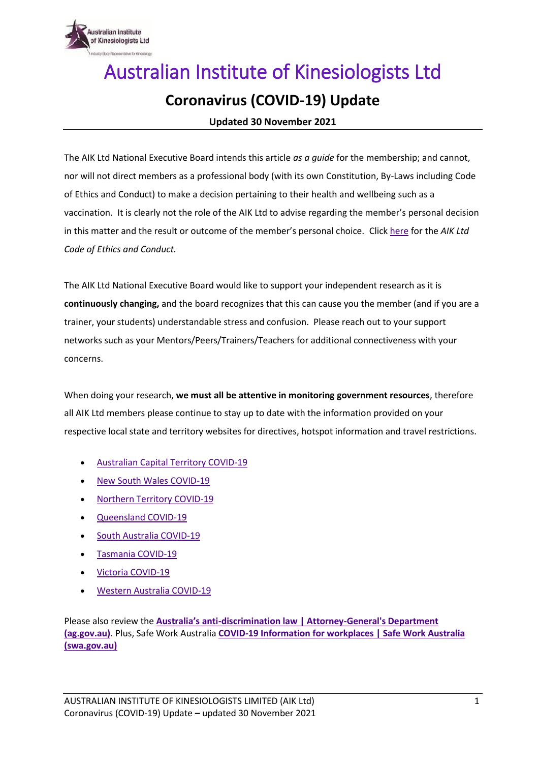# Australian Institute of Kinesiologists Ltd

## Coronavirus (COVID-19) Update

**Updated 30 November 2021**

The AIK Ltd National Executive Board intends this article *as a guide* for the membership; and cannot, nor will not direct members as a professional body (with its own Constitution, By-Laws including Code of Ethics and Conduct) to make a decision pertaining to their health and wellbeing such as a vaccination. It is clearly not the role of the AIK Ltd to advise regarding the member's personal decision in this matter and the result or outcome of the member's personal choice. Click here for the *AIK Ltd Code of Ethics and Conduct.*

The AIK Ltd National Executive Board would like to support your independent research as it is **continuously changing,** and the board recognizes that this can cause you the member (and if you are a trainer, your students) understandable stress and confusion. Please reach out to your support networks such as your Mentors/Peers/Trainers/Teachers for additional connectiveness with your concerns.

When doing your research, **we must all be attentive in monitoring government resources**, therefore all AIK Ltd members please continue to stay up to date with the information provided on your respective local state and territory websites for directives, hotspot information and travel restrictions.

- Australian Capital Territory COVID-19
- New South Wales COVID-19
- Northern Territory COVID-19
- Queensland COVID-19
- South Australia COVID-19
- Tasmania COVID-19
- Victoria COVID-19
- Western Australia COVID-19

Please also review the **Australia's anti-discrimination law | Attorney-General's Department (ag.gov.au)**. Plus, Safe Work Australia **COVID-19 Information for workplaces | Safe Work Australia (swa.gov.au)**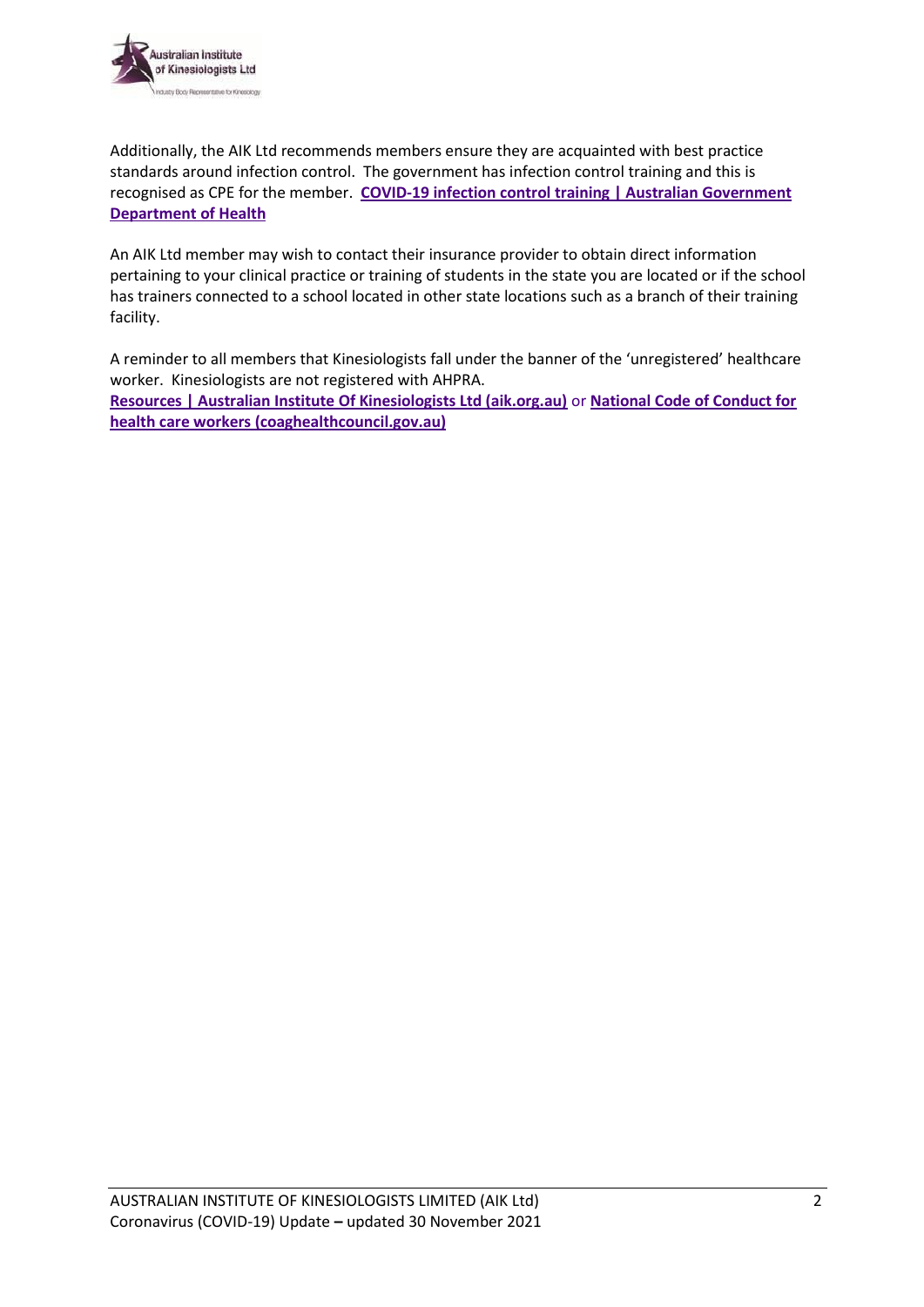Additionally, the AIK Ltd recommends members ensure they are acquainted with best practice standards around infection control. The government has infection control training and this is recognised as CPE for the member. **COVID-19 infection control training | Australian Government Department of Health**

An AIK Ltd member may wish to contact their insurance provider to obtain direct information pertaining to your clinical practice or training of students in the state you are located or if the school has trainers connected to a school located in other state locations such as a branch of their training facility.

A reminder to all members that Kinesiologists fall under the banner of the 'unregistered' healthcare worker. Kinesiologists are not registered with AHPRA.
**Resources | Australian Institute Of Kinesiologists Ltd (aik.org.au)** or **National Code of Conduct for health care workers (coaghealthcouncil.gov.au)**